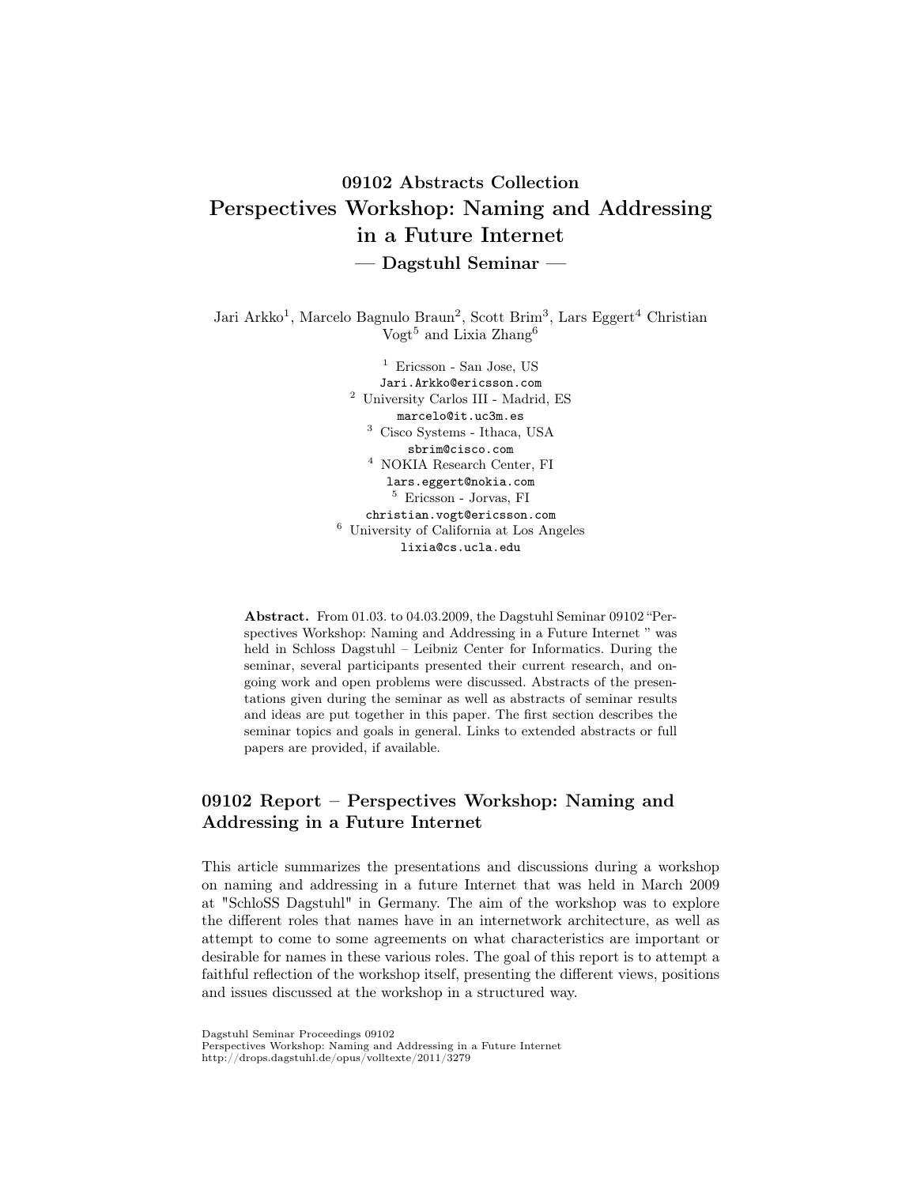# 09102 Abstracts Collection

# Perspectives Workshop: Naming and Addressing in a Future Internet

## — Dagstuhl Seminar —

Jari Arkko[1], Marcelo Bagnulo Braun[2], Scott Brim[3], Lars Eggert[4] Christian Vogt[5] and Lixia Zhang[6]

[1] Ericsson - San Jose, US
Jari.Arkko@ericsson.com
[2] University Carlos III - Madrid, ES
marcelo@it.uc3m.es
[3] Cisco Systems - Ithaca, USA
sbrim@cisco.com
[4] NOKIA Research Center, FI
lars.eggert@nokia.com
[5] Ericsson - Jorvas, FI
christian.vogt@ericsson.com
[6] University of California at Los Angeles
lixia@cs.ucla.edu

**Abstract.** From 01.03. to 04.03.2009, the Dagstuhl Seminar 09102 "Perspectives Workshop: Naming and Addressing in a Future Internet " was held in Schloss Dagstuhl – Leibniz Center for Informatics. During the seminar, several participants presented their current research, and ongoing work and open problems were discussed. Abstracts of the presentations given during the seminar as well as abstracts of seminar results and ideas are put together in this paper. The first section describes the seminar topics and goals in general. Links to extended abstracts or full papers are provided, if available.

## 09102 Report – Perspectives Workshop: Naming and Addressing in a Future Internet

This article summarizes the presentations and discussions during a workshop on naming and addressing in a future Internet that was held in March 2009 at "SchloSS Dagstuhl" in Germany. The aim of the workshop was to explore the different roles that names have in an internetwork architecture, as well as attempt to come to some agreements on what characteristics are important or desirable for names in these various roles. The goal of this report is to attempt a faithful reflection of the workshop itself, presenting the different views, positions and issues discussed at the workshop in a structured way.

Dagstuhl Seminar Proceedings 09102
Perspectives Workshop: Naming and Addressing in a Future Internet
http://drops.dagstuhl.de/opus/volltexte/2011/3279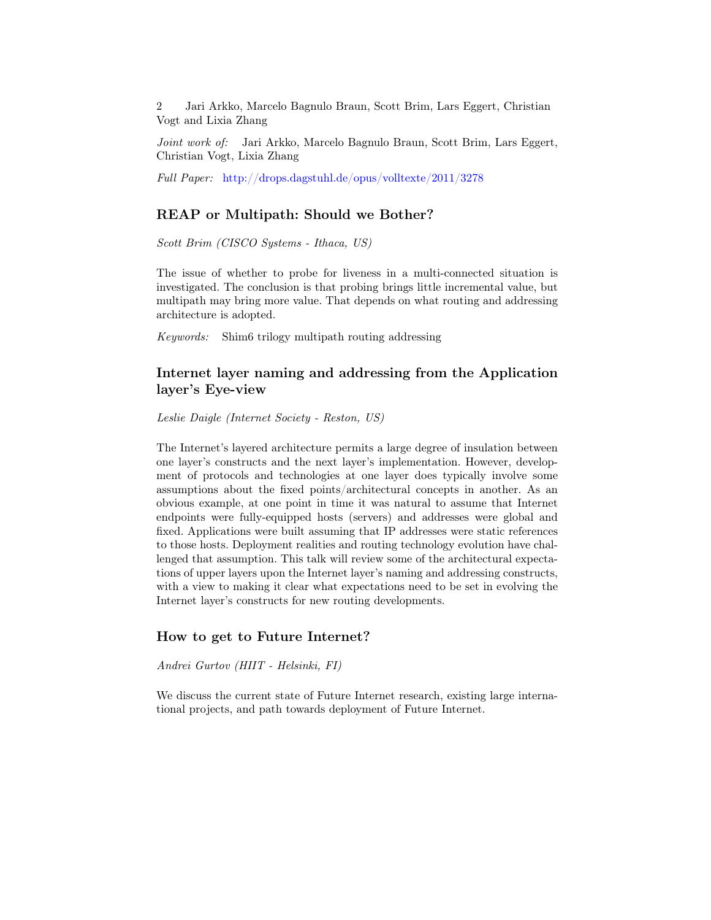*Joint work of:* Jari Arkko, Marcelo Bagnulo Braun, Scott Brim, Lars Eggert, Christian Vogt, Lixia Zhang

*Full Paper:* http://drops.dagstuhl.de/opus/volltexte/2011/3278

### REAP or Multipath: Should we Bother?

*Scott Brim (CISCO Systems - Ithaca, US)*

The issue of whether to probe for liveness in a multi-connected situation is investigated. The conclusion is that probing brings little incremental value, but multipath may bring more value. That depends on what routing and addressing architecture is adopted.

*Keywords:* Shim6 trilogy multipath routing addressing

### Internet layer naming and addressing from the Application layer's Eye-view

*Leslie Daigle (Internet Society - Reston, US)*

The Internet's layered architecture permits a large degree of insulation between one layer's constructs and the next layer's implementation. However, development of protocols and technologies at one layer does typically involve some assumptions about the fixed points/architectural concepts in another. As an obvious example, at one point in time it was natural to assume that Internet endpoints were fully-equipped hosts (servers) and addresses were global and fixed. Applications were built assuming that IP addresses were static references to those hosts. Deployment realities and routing technology evolution have challenged that assumption. This talk will review some of the architectural expectations of upper layers upon the Internet layer's naming and addressing constructs, with a view to making it clear what expectations need to be set in evolving the Internet layer's constructs for new routing developments.

### How to get to Future Internet?

*Andrei Gurtov (HIIT - Helsinki, FI)*

We discuss the current state of Future Internet research, existing large international projects, and path towards deployment of Future Internet.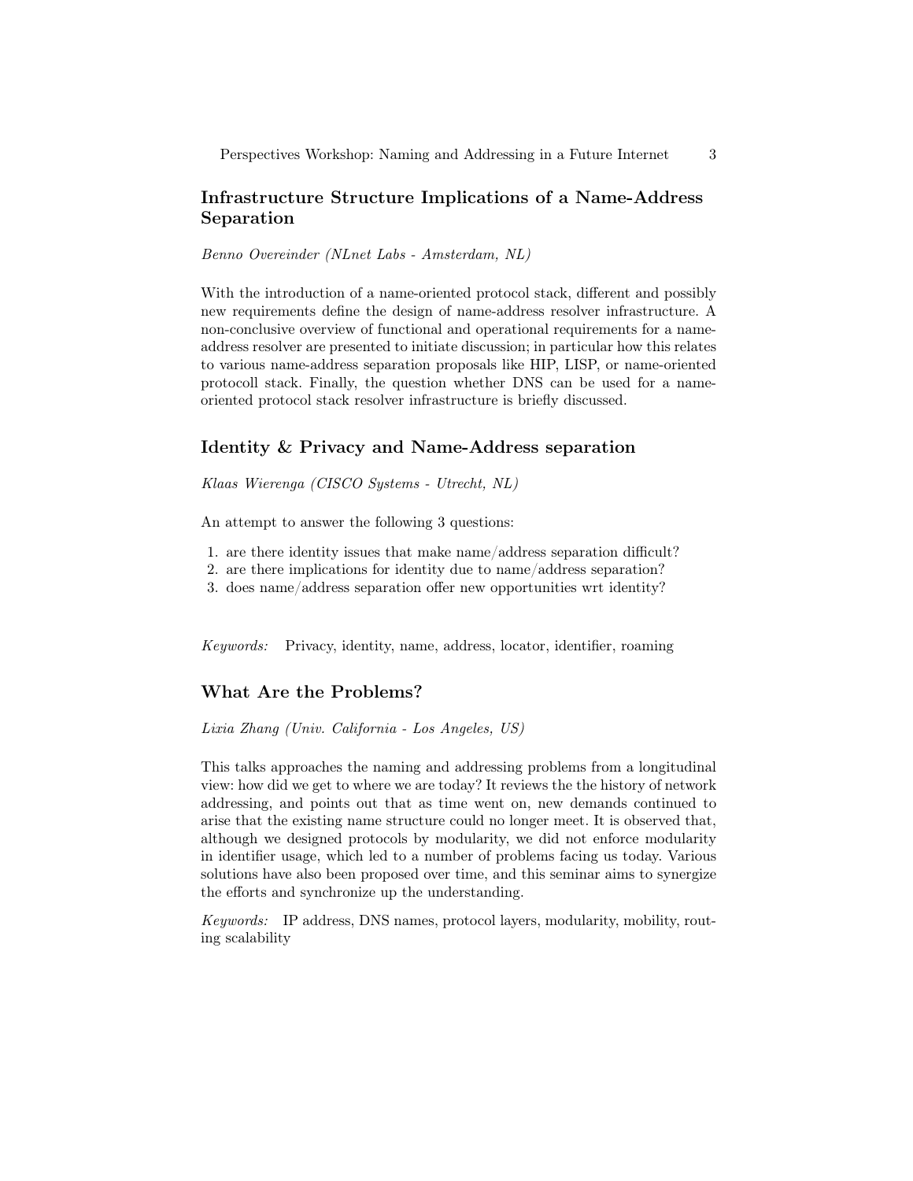## Infrastructure Structure Implications of a Name-Address Separation

*Benno Overeinder (NLnet Labs - Amsterdam, NL)*

With the introduction of a name-oriented protocol stack, different and possibly new requirements define the design of name-address resolver infrastructure. A non-conclusive overview of functional and operational requirements for a name-address resolver are presented to initiate discussion; in particular how this relates to various name-address separation proposals like HIP, LISP, or name-oriented protocoll stack. Finally, the question whether DNS can be used for a name-oriented protocol stack resolver infrastructure is briefly discussed.

## Identity & Privacy and Name-Address separation

*Klaas Wierenga (CISCO Systems - Utrecht, NL)*

An attempt to answer the following 3 questions:

1. are there identity issues that make name/address separation difficult?
2. are there implications for identity due to name/address separation?
3. does name/address separation offer new opportunities wrt identity?

*Keywords:* Privacy, identity, name, address, locator, identifier, roaming

## What Are the Problems?

*Lixia Zhang (Univ. California - Los Angeles, US)*

This talks approaches the naming and addressing problems from a longitudinal view: how did we get to where we are today? It reviews the the history of network addressing, and points out that as time went on, new demands continued to arise that the existing name structure could no longer meet. It is observed that, although we designed protocols by modularity, we did not enforce modularity in identifier usage, which led to a number of problems facing us today. Various solutions have also been proposed over time, and this seminar aims to synergize the efforts and synchronize up the understanding.

*Keywords:* IP address, DNS names, protocol layers, modularity, mobility, routing scalability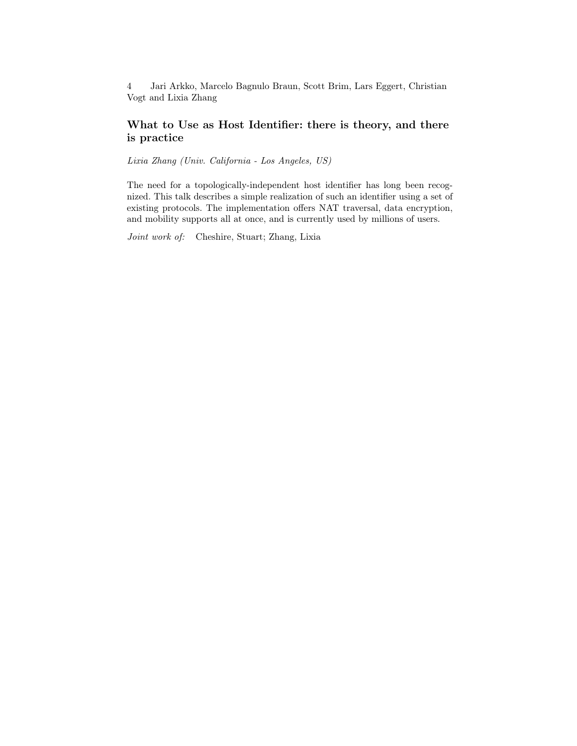## What to Use as Host Identifier: there is theory, and there is practice

*Lixia Zhang (Univ. California - Los Angeles, US)*

The need for a topologically-independent host identifier has long been recognized. This talk describes a simple realization of such an identifier using a set of existing protocols. The implementation offers NAT traversal, data encryption, and mobility supports all at once, and is currently used by millions of users.

*Joint work of:* Cheshire, Stuart; Zhang, Lixia